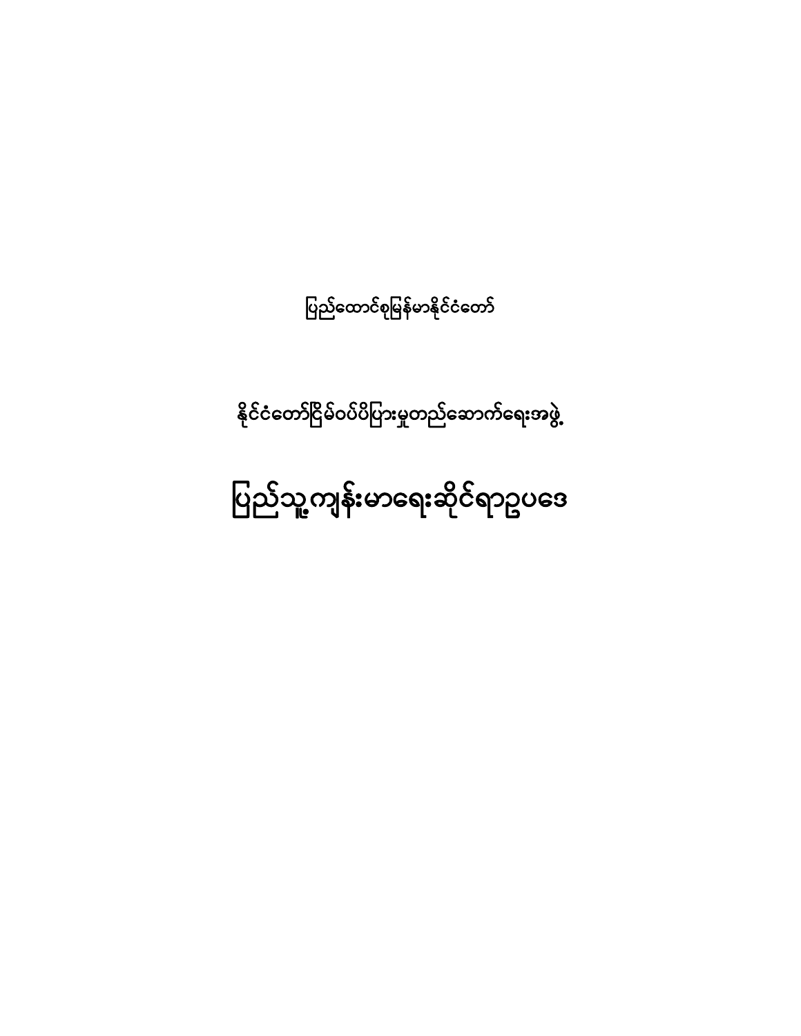ပြည်ထောင်စုမြန်မာနိုင်ငံတော်

နိုင်ငံတော်ငြိမ်ဝပ်ပိပြားမှုတည်ဆောက်ရေးအဖွဲ့

# ပြည်သူ့ကျန်းမာရေးဆိုင်ရာဥပဒေ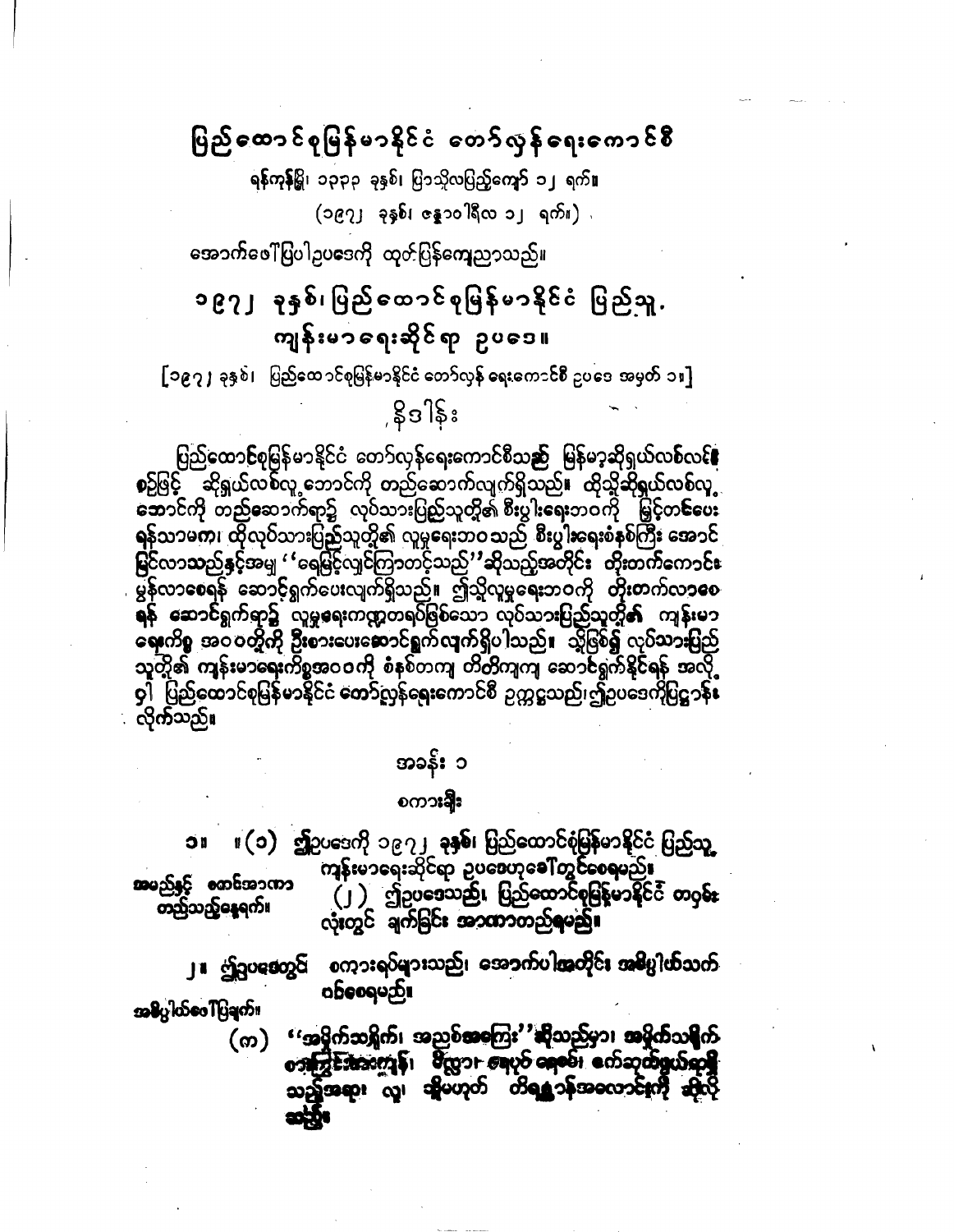# ပြည်ထောင်စုမြန်မာနိုင်ငံ တော်လှန်ရေးကောင်စီ

ရန်ကုန်မြို့၊ ၁၃၃၃ ခုနှစ်၊ ပြာသိုလပြည့်ကျော် ၁၂ ရက်။

(၁၉၇၂ ခုနှစ်၊ ဇန္နဝါရီလ ၁၂ ရက်။)

အောက်ဖော်ပြပါဥပဒေကို ထုတ်ပြန်ကြေညာသည်။

## ၁၉၇၂ ခုနှစ်၊ ပြည်ထောင်စုမြန်မာနိုင်ငံ ပြည်သူ့ ကျန်းမာရေးဆိုင်ရာ ဥပဒေ။

[၁၉၇၂ ခုနှစ်၊ ပြည်ထောင်စုမြန်မာနိုင်ငံ တော်လှန်ရေးကောင်စီ ဥပဒေ အမှတ် ၁။]

### နိဒါန်း

ပြည်ထောင်စုမြန်မာနိုင်ငံ တော်လှန်ရေးကောင်စီသည် မြန်မာ့ဆိုရှယ်လစ်လမ်းစဉ်ဖြင့် ဆိုရှယ်လစ်လူ့ဘောင်ကို တည်ဆောက်လျက်ရှိသည်။ ထိုသို့ဆိုရှယ်လစ်လူ့ဘောင်ကို တည်ဆောက်ရာ၌ လုပ်သားပြည်သူတို့၏ စီးပွားရေးဘဝကို မြှင့်တင်ပေးရန်သာမက၊ ထိုလုပ်သားပြည်သူတို့၏ လူမှုရေးဘဝသည် စီးပွားရေးစံနစ်ကြီး အောင်မြင်လာသည်နှင့်အမျှ ''ရေမြင့်လျှင်ကြာတင့်သည်''ဆိုသည့်အတိုင်း တိုးတက်ကောင်းမွန်လာစေရန် ဆောင်ရွက်ပေးလျက်ရှိသည်။ ဤသို့လူမှုရေးဘဝကို တိုးတက်လာစေရန် ဆောင်ရွက်ရာ၌ လူမှုရေးကဏ္ဍတရပ်ဖြစ်သော လုပ်သားပြည်သူတို့၏ ကျန်းမာရေးကိစ္စ အဝဝတို့ကို ဦးစားပေးဆောင်ရွက်လျက်ရှိပါသည်။ သို့ဖြစ်၍ လုပ်သားပြည်သူတို့၏ ကျန်းမာရေးကိစ္စအဝဝကို စံနစ်တကျ တိတိကျကျ ဆောင်ရွက်နိုင်ရန် အလို့ငှါ ပြည်ထောင်စုမြန်မာနိုင်ငံ တော်လှန်ရေးကောင်စီ ဥက္ကဋ္ဌသည် ဤဥပဒေကိုပြဋ္ဌာန်းလိုက်သည်။

## အခန်း ၁

### စကားချီး

**အမည်နှင့် စေ့ဆောင်အာဏာတည်သည့်နေ့ရက်။**

၁။ (၁) ဤဥပဒေကို ၁၉၇၂ ခုနှစ်၊ ပြည်ထောင်စုမြန်မာနိုင်ငံ ပြည်သူ့ကျန်းမာရေးဆိုင်ရာ ဥပဒေဟုခေါ်တွင်စေရမည်။

(၂) ဤဥပဒေသည်၊ ပြည်ထောင်စုမြန်မာနိုင်ငံ တဝှမ်းလုံးတွင် ချက်ခြင်း အာဏာတည်ရမည်။

**အဓိပ္ပါယ်ဖော်ပြချက်။**

၂။ ဤဥပဒေတွင် စကားရပ်များသည်၊ အောက်ပါအတိုင်း အဓိပ္ပါယ်သက်ဝင်စေရမည်။

(က) ''အမိုက်သရိုက်၊ အညစ်အကြေး'' ဆိုသည်မှာ၊ အမှိုက်သရိုက်၊ စားကြွင်းစားကျန်၊ မိလ္လာ၊ ရေပုပ် ရေစော်၊ ကော်ဆုတ်ချွေးဆုတ်သည့်အရာ၊ လူ၊ သို့မဟုတ် တိရစ္ဆာန်အလောင်းကို ဆိုလိုသည်။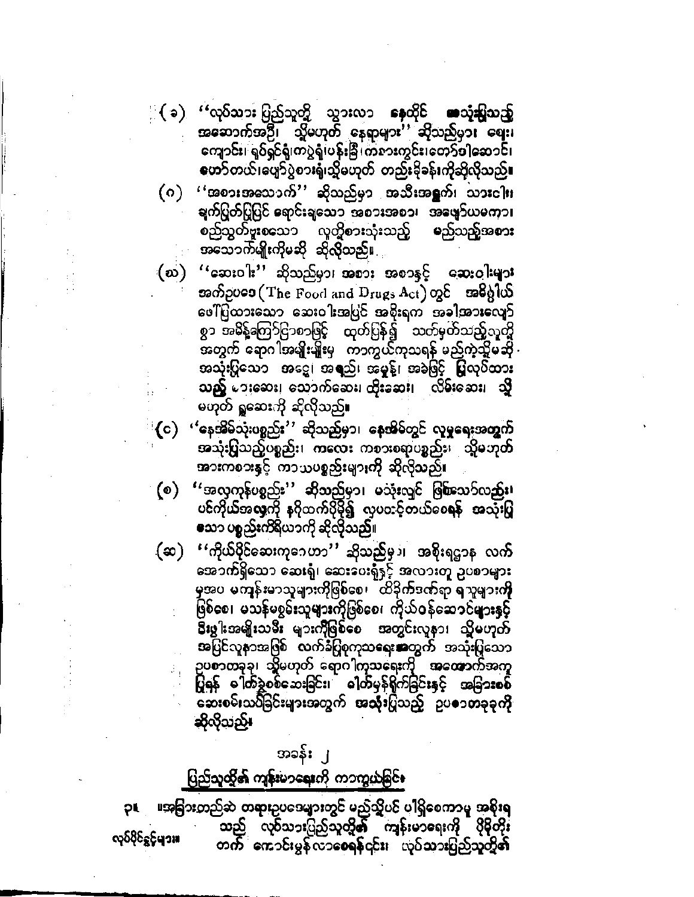(ခ) ''လုပ်သားပြည်သူတို့ သွားလာ နေထိုင် အသုံးပြုသည့် အဆောက်အဦ၊ သို့မဟုတ် နေရာများ'' ဆိုသည်မှာ၊ ဈေး၊ ကျောင်း၊ ရုပ်ရှင်ရုံ၊ ကပွဲရုံ၊ ပန်းခြံ၊ ကစားကွင်း၊ တော်ဝင်ဆောင်၊ ဟော်တယ်၊ ပျော်ပွဲစားရုံ၊ သို့မဟုတ် တည်းခိုခန်းကိုဆိုလိုသည်။

(ဂ) ''အစားအသောက်'' ဆိုသည်မှာ အသီးအရွက်၊ သားငါး၊ ချက်ပြုတ်ပြီးပြင် ရောင်းချသော အစားအစာ၊ အဖျော်ယမကာ၊ စည်သွတ်ဗူးစသော လူတို့စားသုံးသည့် မည်သည့်အစားအသောက်မျိုးကိုမဆို ဆိုလိုသည်။

(ဃ) ''ဆေးဝါး'' ဆိုသည်မှာ၊ အစား အစာနှင့် ဆေးဝါးများ အက်ဥပဒေ (The Food and Drugs Act) တွင် အဓိပ္ပါယ်ဖော်ပြထားသော ဆေးဝါးအပြင် အစိုးရက အခါအားလျော်စွာ အမိန့်ကြော်ငြာစာဖြင့် ထုတ်ပြန်၍ သတ်မှတ်သည့်လူတို့အတွက် ရောဂါအမျိုးမျိုးမှ ကာကွယ်ကုသရန် မည်ကဲ့သို့မဆို အသုံးပြုသော အငွေ့၊ အရည်၊ အမှုန့်၊ အခဲဖြင့် ပြုလုပ်ထားသည့် စားဆေး၊ သောက်ဆေး၊ ထိုးဆေး၊ လိမ်းဆေး၊ သို့မဟုတ် ရှူဆေးကို ဆိုလိုသည်။

(င) ''နေအိမ်သုံးပစ္စည်း'' ဆိုသည်မှာ၊ နေအိမ်တွင် လူမှုရေးအတွက် အသုံးပြုသည့်ပစ္စည်း၊ ကလေး ကစားစရာပစ္စည်း၊ သို့မဟုတ် အားကစားနှင့် ကာယပစ္စည်းများကို ဆိုလိုသည်။

(စ) ''အလှကုန်ပစ္စည်း'' ဆိုသည်မှာ၊ မသုံးလျှင် ဖြစ်စေသော်လည်း၊ ပင်ကိုယ်အလှကို နဂိုထက်ပိုမို၍ လှပတင့်တယ်စေရန် အသုံးပြုသော ပစ္စည်းကိရိယာကို ဆိုလိုသည်။

(ဆ) ''ကိုယ်ပိုင်ဆေးကုဂေဟာ'' ဆိုသည်မှာ၊ အစိုးရဌာန လက်အောက်ရှိသော ဆေးရုံ၊ ဆေးပေးရုံနှင့် အလားတူ ဥပစာများမှအပ မကျန်းမာသူများကိုဖြစ်စေ၊ ထိခိုက်ဒဏ်ရာ ရသူများကိုဖြစ်စေ၊ မသန်မစွမ်းသူများကိုဖြစ်စေ၊ ကိုယ်ဝန်ဆောင်များနှင့် မီးဖွါးအမျိုးသမီး များကိုဖြစ်စေ အတွင်းလူနာ၊ သို့မဟုတ် အပြင်လူနာအဖြစ် လက်ခံပြုစုကုသရေးအတွက် အသုံးပြုသော ဥပစာတခုခု၊ သို့မဟုတ် ရောဂါကုသရေးကို အထောက်အကူပြုရန် ဓါတ်ခွဲစစ်ဆေးခြင်း၊ ဓါတ်မှန်ရိုက်ခြင်းနှင့် အခြားစစ်ဆေးစမ်းသပ်ခြင်းများအတွက် အသုံးပြုသည့် ဥပစာတခုခုကို ဆိုလိုသည်။

## အခန်း ၂

## ပြည်သူတို့၏ ကျန်းမာရေးကို ကာကွယ်ခြင်း

၃။ ။အခြားတည်ဆဲ တရားဥပဒေများတွင် မည်သို့ပင် ပါရှိစေကာမူ အစိုးရသည် လုပ်သားပြည်သူတို့၏ ကျန်းမာရေးကို ပိုမိုတိုးတက် ကောင်းမွန်လာစေရန်၎င်း၊ လုပ်သားပြည်သူတို့၏

လုပ်ပိုင်ခွင့်များ။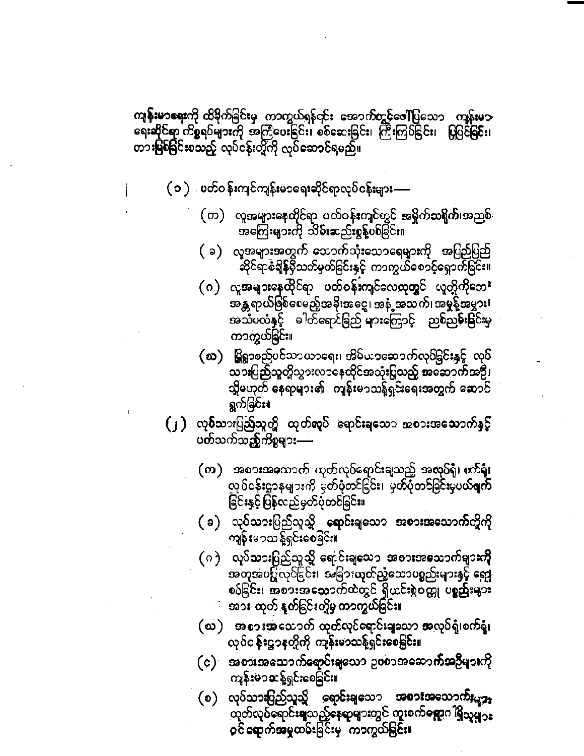ကျန်းမာရေးကို ထိခိုက်ခြင်းမှ ကာကွယ်ရန်လည်း အောက်တွင်ဖော်ပြသော ကျန်းမာရေးဆိုင်ရာ ကိစ္စရပ်များကို အကြံပေးခြင်း၊ စစ်ဆေးခြင်း၊ ကြီးကြပ်ခြင်း၊ ပြုပြင်ခြင်း၊ တားမြစ်ခြင်းစသည့် လုပ်ငန်းတို့ကို လုပ်ဆောင်ရမည်။

(၁) ပတ်ဝန်းကျင်ကျန်းမာရေးဆိုင်ရာလုပ်ငန်းများ—

(က) လူအများနေထိုင်ရာ ပတ်ဝန်းကျင်တွင် အမှိုက်သရိုက်၊ အညစ်အကြေးများကို သိမ်းဆည်းစွန့်ပစ်ခြင်း။

(ခ) လူအများအတွက် သောက်သုံးသောရေများကို အပြည့်အဝဆိုင်ရာစံချိန်စံညွှန်းသတ်မှတ်ခြင်းနှင့် ကာကွယ်စောင့်ရှောက်ခြင်း။

(ဂ) လူအများနေထိုင်ရာ ပတ်ဝန်းကျင်လေထုတွင် လူတို့ကိုဘေးအန္တရာယ်ဖြစ်စေမည့်အခိုးအငွေ့၊ အနံ့အသက်၊ အမှုန့်အမွှား၊ အသံပလံနှင့် ဓါတ်ရောင်ခြည်များကြောင့် ညစ်ညမ်းခြင်းမှ ကာကွယ်ခြင်း။

(ဃ) မြို့ရွာစည်ပင်သာယာရေး၊ အိမ်ယာဆောက်လုပ်ခြင်းနှင့် လုပ်သားပြည်သူတို့သွားလာနေထိုင်အသုံးပြုသည့် အဆောက်အဦ၊ သို့မဟုတ် နေရာများ၏ ကျန်းမာသန့်ရှင်းရေးအတွက် ဆောင်ရွက်ခြင်း။

(၂) လုပ်သားပြည်သူတို့ ထုတ်လုပ် ရောင်းချသော အစားအသောက်နှင့် ပတ်သက်သည့်ကိစ္စများ—

(က) အစားအသောက် ထုတ်လုပ်ရောင်းချသည့် အလုပ်ရုံ၊ စက်ရုံ၊ လုပ်ငန်းဌာနများကို မှတ်ပုံတင်ခြင်း၊ မှတ်ပုံတင်ခြင်းမှပယ်ဖျက်ခြင်းနှင့် ပြန်လည်မှတ်ပုံတင်ခြင်း။

(ခ) လုပ်သားပြည်သူသို့ ရောင်းချသော အစားအသောက်တို့ကို ကျန်းမာသန့်ရှင်းစေခြင်း။

(ဂ) လုပ်သားပြည်သူသို့ ရောင်းချသော အစားအသောက်များကို အတုအပပြုလုပ်ခြင်း၊ အခြားယုတ်ညံ့သောပစ္စည်းများနှင့် ရောစပ်ခြင်း၊ အစားအသောက်ထဲတွင် ရှိယင်းအဖွဲ့ဝင်ပစ္စည်းများအား ထုတ်နုတ်ခြင်းတို့မှ ကာကွယ်ခြင်း။

(ဃ) အစားအသောက် ထုတ်လုပ်ရောင်းချသော အလုပ်ရုံ၊ စက်ရုံ၊ လုပ်ငန်းဌာနတို့ကို ကျန်းမာသန့်ရှင်းစေခြင်း။

(င) အစားအသောက်ရောင်းချသော ဥပစာအဆောက်အဦများကို ကျန်းမာသန့်ရှင်းစေခြင်း။

(စ) လုပ်သားပြည်သူသို့ ရောင်းချသော အစားအသောက်များ ထုတ်လုပ်ရောင်းချသည့်နေရာများတွင် ကူးစက်ရောဂါရှိသူများ ဝင်ရောက်အလုပ်ထမ်းခြင်းမှ ကာကွယ်ခြင်း။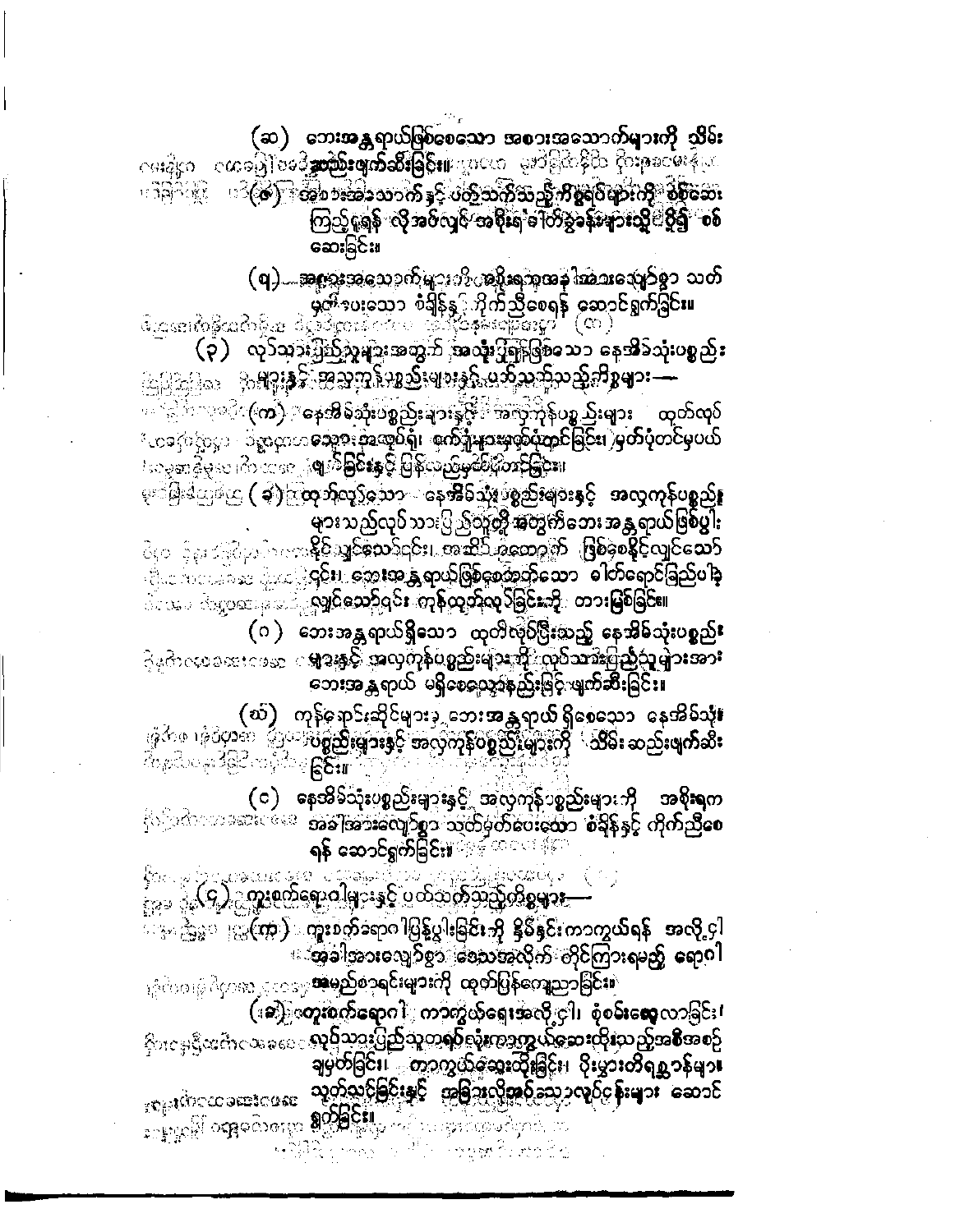(ဆ) ဘေးအန္တရာယ်ဖြစ်စေသော အစားအသောက်များကို သိမ်းဆည်းဖျက်ဆီးခြင်း။

(ဇ) အစားအသောက် နှင့် ပတ်သက်သည့်ကိစ္စရပ်များကို စစ်ဆေးကြည့်ရှုရန် လိုအပ်လျှင် အစိုးရ ဓါတ်ခွဲခန်းများသို့ ပို့၍ စစ်ဆေးခြင်း။

(ဈ) အစားအသောက်များကို အစိုးရက အခါအားလျော်စွာ သတ်မှတ်ပေးသော စံချိန်နှင့် ကိုက်ညီစေရန် ဆောင်ရွက်ခြင်း။

(၃) လုပ်သားပြည်သူများအတွက် အသုံးပြုရန်ဖြစ်သော နေအိမ်သုံးပစ္စည်းများနှင့် အလှကုန်ပစ္စည်းများနှင့် ပတ်သက်သည့်ကိစ္စများ—

(က) နေအိမ်သုံးပစ္စည်းများနှင့် အလှကုန်ပစ္စည်းများ ထုတ်လုပ်ရောင်းချရာတွင် အသွင်အရောင်၊ ပါဝင်ပစ္စည်းများမှန်ကန်ခြင်း၊ မှတ်ပုံတင်မှုပယ်ဖျက်ခြင်းနှင့် ပြန်လည်မှတ်ပုံတင်ခြင်း။

(ခ) ထုတ်လုပ်သော နေအိမ်သုံးပစ္စည်းများနှင့် အလှကုန်ပစ္စည်းများသည်လုပ်သားပြည်သူတို့အတွက်ဘေးအန္တရာယ်ဖြစ်ပွားနိုင်လျှင်သော်လည်းကောင်း၊ အဆိပ်အတောက် ဖြစ်စေနိုင်လျှင်သော်လည်းကောင်း၊ ဘေးအန္တရာယ်ဖြစ်စေတတ်သော ဓါတ်ရောင်ခြည်ပါရှိလျှင်သော်လည်းကောင်း ကုန်ထုတ်လုပ်ခြင်းကို တားမြစ်ခြင်း။

(ဂ) ဘေးအန္တရာယ်ရှိသော ထုတ်လုပ်ပြီးသည့် နေအိမ်သုံးပစ္စည်းများနှင့် အလှကုန်ပစ္စည်းများကို လုပ်သားပြည်သူများအား ဘေးအန္တရာယ် မရှိစေသောနည်းဖြင့် ဖျက်ဆီးခြင်း။

(ဃ) ကုန်ရောင်းဆိုင်များ၌ ဘေးအန္တရာယ် ရှိစေသော နေအိမ်သုံးပစ္စည်းများနှင့် အလှကုန်ပစ္စည်းများကို သိမ်းဆည်းဖျက်ဆီးခြင်း။

(င) နေအိမ်သုံးပစ္စည်းများနှင့် အလှကုန်ပစ္စည်းများကို အစိုးရက အခါအားလျော်စွာ သတ်မှတ်ပေးသော စံချိန်နှင့် ကိုက်ညီစေရန် ဆောင်ရွက်ခြင်း။

(၄) ကူးစက်ရောဂါများနှင့် ပတ်သက်သည့်ကိစ္စများ—

(က) ကူးစက်ရောဂါပြန့်ပွါးခြင်းကို နှိမ်နင်းကာကွယ်ရန် အလို့ငှါ အခါအားလျော်စွာ ဒေသအလိုက် တိုင်ကြားရမည့် ရောဂါအမည်စာရင်းများကို ထုတ်ပြန်ကြေညာခြင်း။

(ခ) ကူးစက်ရောဂါ ကာကွယ်ရေးအလို့ငှါ၊ စုံစမ်းစေလာခြင်း၊ လုပ်သားပြည်သူတစ်ရပ်လုံးကာကွယ်ဆေးထိုးသည့်အစီအစဉ်ချမှတ်ခြင်း၊ ကာကွယ်ဆေးထိုးခြင်း၊ ပိုးမွှားတိရစ္ဆာန်များသုတ်သင်ခြင်းနှင့် အခြားလိုအပ်သောလုပ်ငန်းများ ဆောင်ရွက်ခြင်း။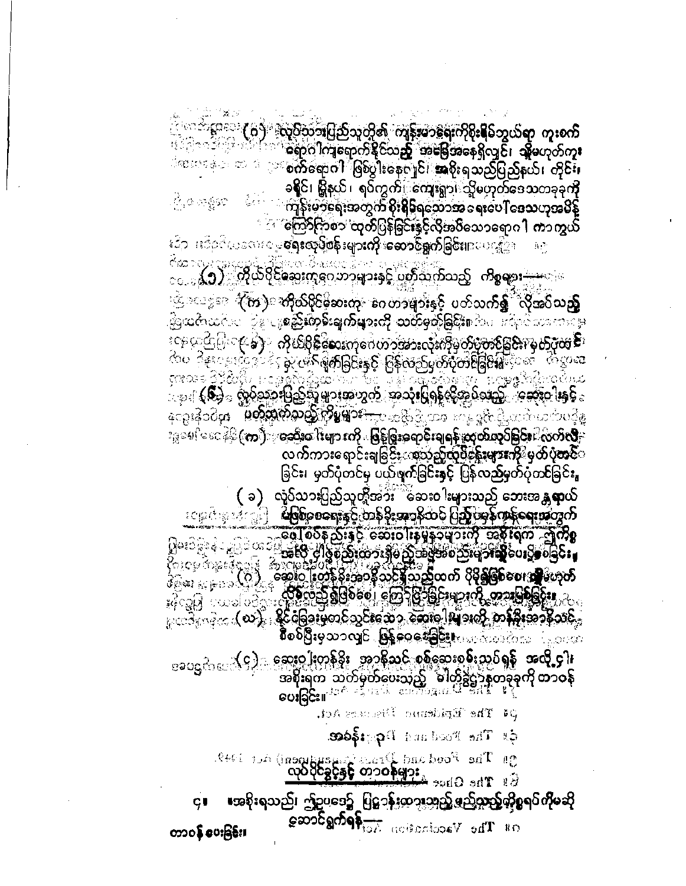(ဂ) လူပ်သားပြည်သူတို့၏ ကျန်းမာရေးကိုစိုးရိမ်ဘွယ်ရာ ကူးစက်ရောဂါကျရောက်နိုင်သည့် အခြေအနေရှိလျှင်၊ သို့မဟုတ်ကူးစက်ရောဂါ ဖြစ်ပွါးနေလျှင် အစိုးရသည်ပြည်နယ်၊ တိုင်း၊ ခရိုင်၊ မြို့နယ်၊ ရပ်ကွက်၊ ကျေးရွာ၊ သို့မဟုတ်ဒေသတခုခုကို ကျန်းမာရေးအတွက် စိုးရိမ်ရသောအရေးပေါ်ဒေသဟုအမိန့်ကြော်ငြာစာ ထုတ်ပြန်ခြင်းနှင့်လိုအပ်သောရောဂါ ကာကွယ်ရေးလုပ်ငန်းများကို ဆောင်ရွက်ခြင်း။

(၁) ကိုယ်ပိုင်ဆေးကုဂေဟာများနှင့် ပတ်သက်သည့် ကိစ္စများ—

(က) ကိုယ်ပိုင်ဆေးကု ဂေဟာများနှင့် ပတ်သက်၍ လိုအပ်သည့် စည်းကမ်းချက်များကို သတ်မှတ်ခြင်း။

(ခ) ကိုယ်ပိုင်ဆေးကုဂေဟာအားလုံးကိုမှတ်ပုံတင်ခြင်း၊ မှတ်ပုံတင်မှ ပယ်ဖျက်ခြင်းနှင့် ပြန်လည်မှတ်ပုံတင်ခြင်း။

(၆) လုပ်သားပြည်သူများအတွက် အသုံးပြုရန်လိုအပ်သည့် ဆေးဝါးနှင့် ပတ်သက်သည့် ကိစ္စများ—

(က) ဆေးဝါးများကို ဖြန့်ဖြူးရောင်းချရန် ထုတ်လုပ်ခြင်း၊ လက်လီ၊ လက်ကားရောင်းချခြင်း စသည့်လုပ်ငန်းများကို မှတ်ပုံတင်ခြင်း၊ မှတ်ပုံတင်မှ ပယ်ဖျက်ခြင်းနှင့် ပြန်လည်မှတ်ပုံတင်ခြင်း။

(ခ) လုပ်သားပြည်သူတို့အား ဆေးဝါးများသည် ဘေးအန္တရာယ် မဖြစ်စေရေးနှင့် တန်ခိုးအာနိသင် ပြည့်ဝမှန်ကန်ရေးအတွက် ပေါ်စပ်နည်းနှင့် ဆေးဝါးနမူနာများကို အစိုးရက ညွှန်ကြားသည့် အတိုင်း ပေါ်စပ်နည်းထားရှိမည့်အဖွဲ့အစည်းများသို့ ပေးပို့စေခြင်း။

(ဂ) ဆေးဝါး တန်ခိုးအာနိသင်ရှိသည်ထက် ပိုမို၍ဖြစ်စေ၊ သို့မဟုတ် လျော့လည်း၍ဖြစ်စေ၊ ကြော်ငြာခြင်းများကို တားမြစ်ခြင်း။

(ဃ) နိုင်ငံခြားမှတင်သွင်းသော ဆေးဝါးများကို တန်ခိုးအာနိသင် စီစစ်ပြီးမှသာလျှင် ဖြန့်ဝေစေခြင်း။

(င) ဆေးဝါးတန်ခိုး အာနိသင် စစ်ဆေးစီစစ်ရန် အလို့ငှါ အစိုးရက သတ်မှတ်ပေးသည့် ဓါတ်ခွဲခန်းတခုခုကို တာဝန်ပေးခြင်း။

## အခန်း ၃

### လုပ်ပိုင်ခွင့်နှင့် တာဝန်များ

တာဝန်ပေးခြင်း။

၄။ အစိုးရသည်၊ ဤဥပဒေ၌ ပြဋ္ဌာန်းထားသည့်ရည်ရွယ်ချက်တို့ပြီးမြောက်စေရန် ကိစ္စရပ်တခုခုကိုဆောင်ရွက်ရန်—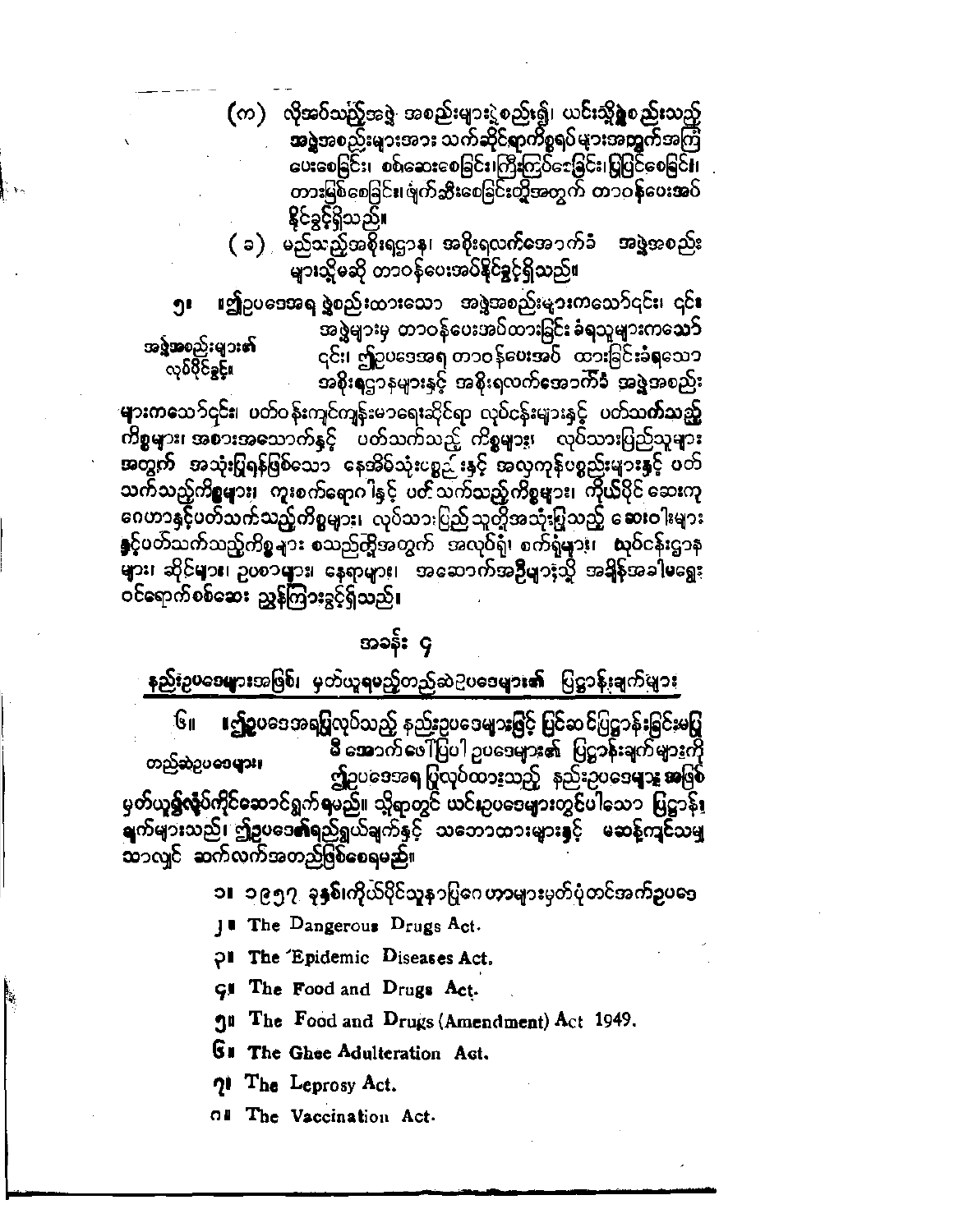(က) လိုအပ်သည့်အဖွဲ့ အစည်းများနှင့် စည်းရုံး၍ ယင်းသို့စုစည်းသည့် အဖွဲ့အစည်းများအား သက်ဆိုင်ရာကိစ္စရပ်များအတွက်အကြံ ပေးစေခြင်း၊ စစ်ဆေးစေခြင်း၊ကြီးကြပ်စေခြင်း၊ ပြုပြင်စေခြင်း၊ တားမြစ်စေခြင်း၊ ဖျက်ဆီးစေခြင်းတို့အတွက် တာဝန်ပေးအပ် နိုင်ခွင့်ရှိသည်။

(ခ) မည်သည့်အစိုးရဌာန၊ အစိုးရလက်အောက်ခံ အဖွဲ့အစည်း များသို့မဆို တာဝန်ပေးအပ်နိုင်ခွင့်ရှိသည်။

**အဖွဲ့အစည်းများ၏ လုပ်ပိုင်ခွင့်။**

၅။ ဤဥပဒေအရ ဖွဲ့စည်းထားသော အဖွဲ့အစည်းများကသော်၎င်း၊ ၎င်း အဖွဲ့များမှ တာဝန်ပေးအပ်ထားခြင်း ခံရသူများကသော် ၎င်း၊ ဤဥပဒေအရ တာဝန်ပေးအပ် ထားခြင်းခံရသော အစိုးရဌာနများနှင့် အစိုးရလက်အောက်ခံ အဖွဲ့အစည်း များကသော်၎င်း၊ ပတ်ဝန်းကျင်ကျန်းမာရေးဆိုင်ရာ လုပ်ငန်းများနှင့် ပတ်သက်သည့် ကိစ္စများ၊ အစားအသောက်နှင့် ပတ်သက်သည့် ကိစ္စများ၊ လုပ်သားပြည်သူများ အတွက် အသုံးပြုရန်ဖြစ်သော နေအိမ်သုံးပစ္စည်းနှင့် အလှကုန်ပစ္စည်းများနှင့် ပတ် သက်သည့်ကိစ္စများ၊ ကူးစက်ရောဂါနှင့် ပတ်သက်သည့်ကိစ္စများ၊ ကိုယ်ပိုင် ဆေးကု ဂေဟာနှင့်ပတ်သက်သည့်ကိစ္စများ၊ လုပ်သားပြည်သူတို့အသုံးပြုသည့် ဆေးဝါးများ နှင့်ပတ်သက်သည့်ကိစ္စများ စသည်တို့အတွက် အလုပ်ရုံ၊ စက်ရုံများ၊ လုပ်ငန်းဌာန များ၊ ဆိုင်များ၊ ဥယျာဉ်များ၊ နေရာများ၊ အဆောက်အဦများသို့ အချိန်အခါမရွေး ဝင်ရောက်စစ်ဆေး ညွှန်ကြားခွင့်ရှိသည်။

## အခန်း ၄

**နည်းဥပဒေများအဖြစ် မှတ်ယူရမည့်တည်ဆဲဥပဒေများ၏ ပြဋ္ဌာန်းချက်များ**

**တည်ဆဲဥပဒေများ။**

၆။ ဤဥပဒေအရပြုလုပ်သည့် နည်းဥပဒေများဖြင့် မြင်ဆင်ပြဋ္ဌာန်းခြင်းမပြု မီ အောက်ဖော်ပြပါ ဥပဒေများ၏ ပြဋ္ဌာန်းချက်များကို ဤဥပဒေအရ ပြုလုပ်ထားသည့် နည်းဥပဒေများ အဖြစ် မှတ်ယူ၍လိုက်နာဆောင်ရွက်ရမည်။ သို့ရာတွင် ယင်းဥပဒေများတွင်ပါသော ပြဋ္ဌာန်း ချက်များသည်၊ ဤဥပဒေ၏ရည်ရွယ်ချက်နှင့် သဘောထားများနှင့် မဆန့်ကျင်သမျှ သာလျှင် ဆက်လက်အတည်ဖြစ်စေရမည်။

၁။ ၁၉၅၇ ခုနှစ်၊ ကိုယ်ပိုင်သူနာပြုဂေဟာများမှတ်ပုံတင်အက်ဥပဒေ

၂။ The Dangerous Drugs Act.

၃။ The Epidemic Diseases Act.

၄။ The Food and Drugs Act.

၅။ The Food and Drugs (Amendment) Act 1949.

၆။ The Ghee Adulteration Act.

၇။ The Leprosy Act.

၈။ The Vaccination Act.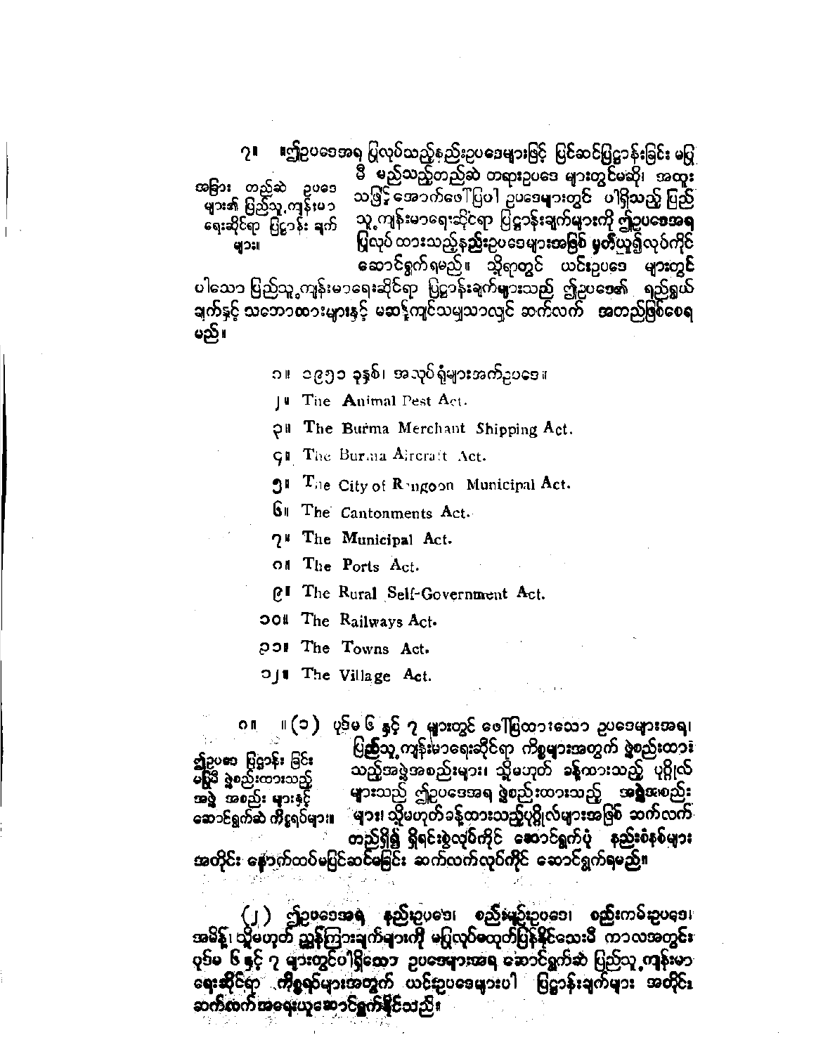၇။ ။ဤဥပဒေအရ ပြုလုပ်သည့်နည်းဥပဒေများဖြင့် ပြင်ဆင်ပြဋ္ဌာန်းခြင်း မပြုမီ မည်သည့်တည်ဆဲ တရားဥပဒေ များတွင်မဆို၊ အထူးသဖြင့် အောက်ဖော်ပြပါ ဥပဒေများတွင် ပါရှိသည့် ပြည်သူ့ကျန်းမာရေးဆိုင်ရာ ပြဋ္ဌာန်းချက်များကို ဤဥပဒေအရ ပြုလုပ်ထားသည့်နည်းဥပဒေများအဖြစ် မှတ်ယူ၍လုပ်ကိုင်ဆောင်ရွက်ရမည်။ သို့ရာတွင် ယင်းဥပဒေ များတွင်ပါသော ပြည်သူ့ကျန်းမာရေးဆိုင်ရာ ပြဋ္ဌာန်းချက်များသည် ဤဥပဒေ၏ ရည်ရွယ်ချက်နှင့် သဘောထားများနှင့် မဆန့်ကျင်သမျှသာလျှင် ဆက်လက် အတည်ဖြစ်စေရမည်။

*အခြား တည်ဆဲ ဥပဒေများ၏ ပြည်သူ့ကျန်းမာရေးဆိုင်ရာ ပြဋ္ဌာန်း ချက်များ။*

၁။ ၁၉၅၁ ခုနှစ်၊ အသုပ်ရှိများအက်ဥပဒေ။

၂။ The Animal Pest Act.

၃။ The Burma Merchant Shipping Act.

၄။ The Burma Aircraft Act.

၅။ The City of Rangoon Municipal Act.

၆။ The Cantonments Act.

၇။ The Municipal Act.

၈။ The Ports Act.

၉။ The Rural Self-Government Act.

၁၀။ The Railways Act.

၁၁။ The Towns Act.

၁၂။ The Village Act.

၈။ ။(၁) ပုဒ်မ ၆ နှင့် ၇ များတွင် ဖော်ပြထားသော ဥပဒေများအရ၊ ပြည်သူ့ကျန်းမာရေးဆိုင်ရာ ကိစ္စများအတွက် ဖွဲ့စည်းထားသည့်အဖွဲ့အစည်းများ၊ သို့မဟုတ် ခန့်ထားသည့် ပုဂ္ဂိုလ်များသည် ဤဥပဒေအရ ဖွဲ့စည်းထားသည့် အဖွဲ့အစည်းများ၊ သို့မဟုတ်ခန့်ထားသည့်ပုဂ္ဂိုလ်များအဖြစ် ဆက်လက်တည်ရှိ၍ ရှိရင်းစွဲလုပ်ကိုင် ဆောင်ရွက်ပုံ နည်းစံနစ်များအတိုင်း နောက်ထပ်မပြင်ဆင်မခြင်း ဆက်လက်လုပ်ကိုင် ဆောင်ရွက်ရမည်။

*ဤဥပဒေ ပြဋ္ဌာန်း ခြင်းမပြုမီ ဖွဲ့စည်းထားသည့် အဖွဲ့ အစည်း များနှင့် ဆောင်ရွက်ဆဲ ကိစ္စရပ်များ။*

(၂) ဤဥပဒေအရ နည်းဥပဒေ၊ စည်းမျဉ်းဥပဒေ၊ စည်းကမ်းဥပဒေ၊ အမိန့်၊ သို့မဟုတ် ညွှန်ကြားချက်များကို မပြုလုပ်ထုတ်ပြန်နိုင်သေးမီ ကာလအတွင်း ပုဒ်မ ၆ နှင့် ၇ များတွင်ပါရှိသော ဥပဒေများအရ ဆောင်ရွက်ဆဲ ပြည်သူ့ကျန်းမာရေးဆိုင်ရာ ကိစ္စရပ်များအတွက် ယင်းဥပဒေများပါ ပြဋ္ဌာန်းချက်များ အတိုင်း ဆက်လက်အရေးယူဆောင်ရွက်နိုင်သည်။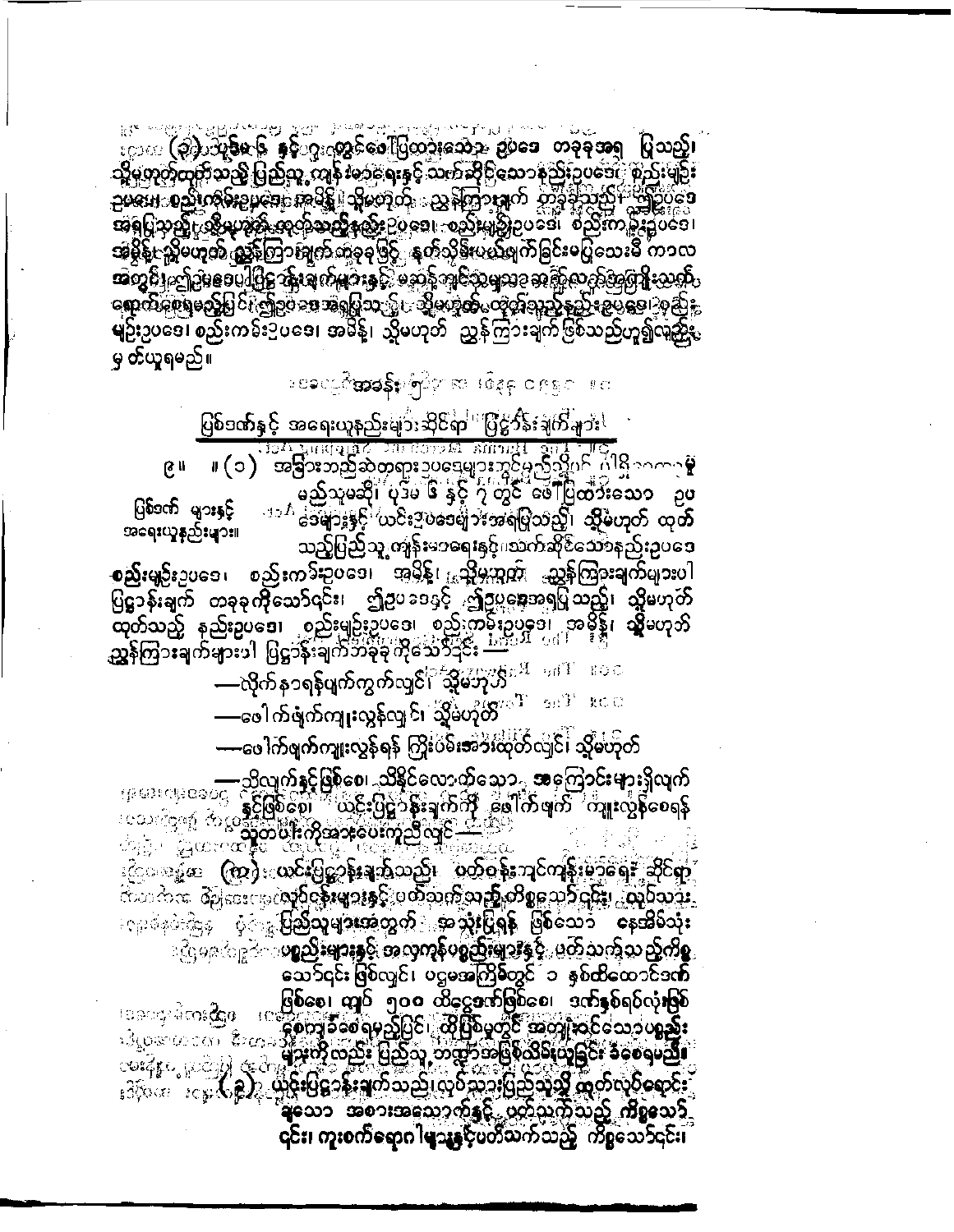(ခ) ပုဒ်မ ၆ နှင့် ၇ တွင် ဖော်ပြထားသော ဥပဒေ တခုခုအရ ပြုသည့်၊ သို့မဟုတ် ထုတ်သည့် ပြည်သူ့ကျန်းမာရေးနှင့် သက်ဆိုင်သော နည်းဥပဒေ၊ စည်းမျဉ်းဥပဒေ၊ စည်းကမ်းဥပဒေ၊ အမိန့်၊ သို့မဟုတ် ညွှန်ကြားချက် တခုခုသည်၊ ဤဥပဒေအရ ပြုသည့်၊ သို့မဟုတ် ထုတ်သည့် နည်းဥပဒေ၊ စည်းမျဉ်းဥပဒေ၊ စည်းကမ်းဥပဒေ၊ အမိန့်၊ သို့မဟုတ် ညွှန်ကြားချက်တခုခုဖြင့် နုတ်သိမ်းပယ်ဖျက်ခြင်းမပြုသေးမီ ကာလအတွင်း၊ ဤဥပဒေပါ ပြဋ္ဌာန်းချက်များနှင့် မဆန့်ကျင်သမျှ အာဏာတည်မြဲလျက်ရှိနေစေရမည်ပြင်၊ ဤဥပဒေအရ ပြုသည့်၊ သို့မဟုတ် ထုတ်သည့် နည်းဥပဒေ၊ စည်းမျဉ်းဥပဒေ၊ စည်းကမ်းဥပဒေ၊ အမိန့်၊ သို့မဟုတ် ညွှန်ကြားချက်ဖြစ်သည်ဟူ၍လည်း မှတ်ယူရမည်။

အခန်း ၅

## ပြစ်ဒဏ်နှင့် အရေးယူနည်းများဆိုင်ရာ ပြဋ္ဌာန်းချက်များ

ပြစ်ဒဏ်များနှင့် အရေးယူနည်းများ။

၉။ (၁) အခြားသည်ဆိုတရားဥပဒေများတွင်မည်သို့ပင် ပါရှိစေကာမူ မည်သူမဆို၊ ပုဒ်မ ၆ နှင့် ၇ တွင် ဖော်ပြထားသော ဥပဒေများနှင့် ယင်းဥပဒေများအရပြုသည့်၊ သို့မဟုတ် ထုတ်သည့်ပြည်သူ့ကျန်းမာရေးနှင့် သက်ဆိုင်သောနည်းဥပဒေ စည်းမျဉ်းဥပဒေ၊ စည်းကမ်းဥပဒေ၊ အမိန့်၊ သို့မဟုတ် ညွှန်ကြားချက်များပါ ပြဋ္ဌာန်းချက် တခုခုကိုသော်၎င်း၊ ဤဥပဒေနှင့် ဤဥပဒေအရပြုသည့်၊ သို့မဟုတ် ထုတ်သည့် နည်းဥပဒေ၊ စည်းမျဉ်းဥပဒေ၊ စည်းကမ်းဥပဒေ၊ အမိန့်၊ သို့မဟုတ် ညွှန်ကြားချက်များပါ ပြဋ္ဌာန်းချက်တခုခုကိုသော်၎င်း —

—လိုက်နာရန်ပျက်ကွက်လျှင်၊ သို့မဟုတ်

—ဖေါက်ဖျက်ကျူးလွန်လျှင်၊ သို့မဟုတ်

—ဖေါက်ဖျက်ကျူးလွန်ရန် ကြိုးပမ်းအားထုတ်လျှင်၊ သို့မဟုတ်

—သိလျက်နှင့်ဖြစ်စေ၊ သိနိုင်လောက်သော အကြောင်းများရှိလျက်နှင့်ဖြစ်စေ၊ ယင်းပြဋ္ဌာန်းချက်ကို ဖေါက်ဖျက် ကျူးလွန်စေရန် သူတပါးကိုအားပေးကူညီလျှင် —

(က) ယင်းပြဋ္ဌာန်းချက်သည်၊ ပတ်ဝန်းကျင်ကျန်းမာရေး ဆိုင်ရာ လုပ်ငန်းများနှင့် ပတ်သက်သည့်ကိစ္စသော်၎င်း၊ လုပ်သားပြည်သူများအတွက် အသုံးပြုရန် ဖြစ်သော နေအိမ်သုံးပစ္စည်းများနှင့် အလှကုန်ပစ္စည်းများနှင့် ပတ်သက်သည့်ကိစ္စသော်၎င်း ဖြစ်လျှင်၊ ပဌမအကြိမ်တွင် ၁ နှစ်ထိထောင်ဒဏ်ဖြစ်စေ၊ ကျပ် ၅၀၀ ထိငွေဒဏ်ဖြစ်စေ၊ ဒဏ်နှစ်ရပ်လုံးဖြစ်စေ ကျခံစေရမည့်ပြင်၊ ထိုပြစ်မှုတွင် အကျုံးဝင်သောပစ္စည်းများကိုလည်း ပြည်သူ့ဘဏ္ဍာအဖြစ်သိမ်းယူခြင်း ခံစေရမည်။

(ခ) ယင်းပြဋ္ဌာန်းချက်သည် လုပ်သားပြည်သူသို့ ထုတ်လုပ်ရောင်းချသော အစားအသောက်နှင့် ပတ်သက်သည့် ကိစ္စသော်၎င်း၊ ကူးစက်ရောဂါများနှင့်ပတ်သက်သည့် ကိစ္စသော်၎င်း၊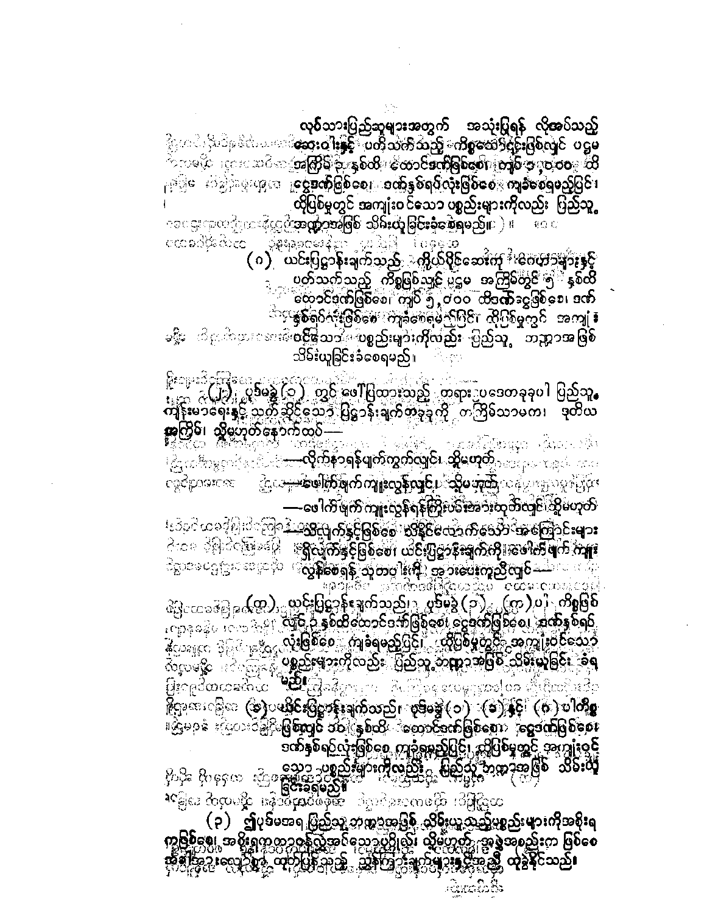လုပ်သားပြည်သူများအတွက် အသုံးပြုရန် လိုအပ်သည့် ဆေးဝါးနှင့် ပတ်သက်သည့် ကိစ္စဆောင်ရွက်ချက်ဖြစ်လျှင် ပဋ္ဌမ အကြိမ် ၃ နှစ်ထိ ထောင်ဒဏ်ဖြစ်စေ၊ ကျပ် ၃,၀၀၀ ထိ ငွေဒဏ်ဖြစ်စေ၊ ဒဏ်နှစ်ရပ်လုံးဖြစ်စေ ကျခံစေရမည့်ပြင်၊ ထိုပြစ်မှုတွင် အကျုံးဝင်သော ပစ္စည်းများကိုလည်း ပြည်သူ့ ဘဏ္ဍာအဖြစ် သိမ်းယူခြင်းခံစေရမည်။

(ဂ) ယင်းပြဋ္ဌာန်းချက်သည် ကိုယ်ပိုင်ဆေးကို ဝေဖြာများနှင့် ပတ်သက်သည့် ကိစ္စဖြစ်လျှင် ပဋ္ဌမ အကြိမ်တွင် ၅ နှစ်ထိ ထောင်ဒဏ်ဖြစ်စေ၊ ကျပ် ၅,၀၀၀ ထိဒဏ်ငွေဖြစ်စေ၊ ဒဏ်နှစ်ရပ်လုံးဖြစ်စေ ကျခံစေရမည့်ပြင်၊ ထိုပြစ်မှုတွင် အကျုံးဝင်သော ပစ္စည်းများကိုလည်း ပြည်သူ့ ဘဏ္ဍာအဖြစ် သိမ်းယူခြင်းခံစေရမည်၊

(၂) ပုဒ်မခွဲ (၁) တွင် ဖေါ်ပြထားသည့် တရားဥပဒေတခုခုပါ ပြည်သူ့ကျန်းမာရေးနှင့် သက်ဆိုင်သော ပြဋ္ဌာန်းချက်တခုခုကို ကကြိမ်သာမက၊ ဒုတိယ အကြိမ်၊ သို့မဟုတ်နောက်ထပ်—

—လိုက်နာရန်ပျက်ကွက်လျှင်၊ သို့မဟုတ်

—ဖေါက်ဖျက်ကျူးလွန်လျှင်၊ သို့မဟုတ်

—ဖေါက်ဖျက်ကျူးလွန်ရန်ကြိုးပမ်းအားထုတ်လျှင်၊ သို့မဟုတ်

—သိလျက်နှင့်ဖြစ်စေ၊ သိနိုင်လောက်သော အကြောင်းများရှိလျက်နှင့်ဖြစ်စေ၊ ယင်းပြဋ္ဌာန်းချက်ကို ဖေါက်ဖျက် ကျူးလွန်စေရန် သူတပါးကို အားပေးကူညီလျှင်—

(က) ယင်းပြဋ္ဌာန်းချက်သည် ပုဒ်မခွဲ (၁) (က) ပါ ကိစ္စဖြစ်လျှင် ၃ နှစ်ထိထောင်ဒဏ်ဖြစ်စေ၊ ငွေဒဏ်ဖြစ်စေ၊ ဒဏ်နှစ်ရပ်လုံးဖြစ်စေ ကျခံရမည့်ပြင်၊ ထိုပြစ်မှုတွင် အကျုံးဝင်သော ပစ္စည်းများကိုလည်း ပြည်သူ့ဘဏ္ဍာအဖြစ် သိမ်းယူခြင်း ခံရမည်၊

(ခ) ယင်းပြဋ္ဌာန်းချက်သည် ပုဒ်မခွဲ (၁) (ခ) နှင့် (ဂ) ပါကိစ္စဖြစ်လျှင် ၁၀ နှစ်ထိ ထောင်ဒဏ်ဖြစ်စေ၊ ငွေဒဏ်ဖြစ်စေ၊ ဒဏ်နှစ်ရပ်လုံးဖြစ်စေ ကျခံရမည့်ပြင်၊ ထိုပြစ်မှုတွင် အကျုံးဝင်သော ပစ္စည်းများကိုလည်း ပြည်သူ့ဘဏ္ဍာအဖြစ် သိမ်းယူခြင်းခံရမည်။

(၃) ဤပုဒ်မအရ ပြည်သူ့ဘဏ္ဍာအဖြစ် သိမ်းယူသည့်ပစ္စည်းများကိုအစိုးရ ကဖြစ်စေ၊ အစိုးရကတာဝန်လွှဲအပ်သောပုဂ္ဂိုလ်၊ သို့မဟုတ် အဖွဲ့အစည်းက ဖြစ်စေ အခါအားလျော်စွာ ထုတ်ပြန်သည့် ညွှန်ကြားချက်များနှင့်အညီ ထုခွဲနိုင်သည်။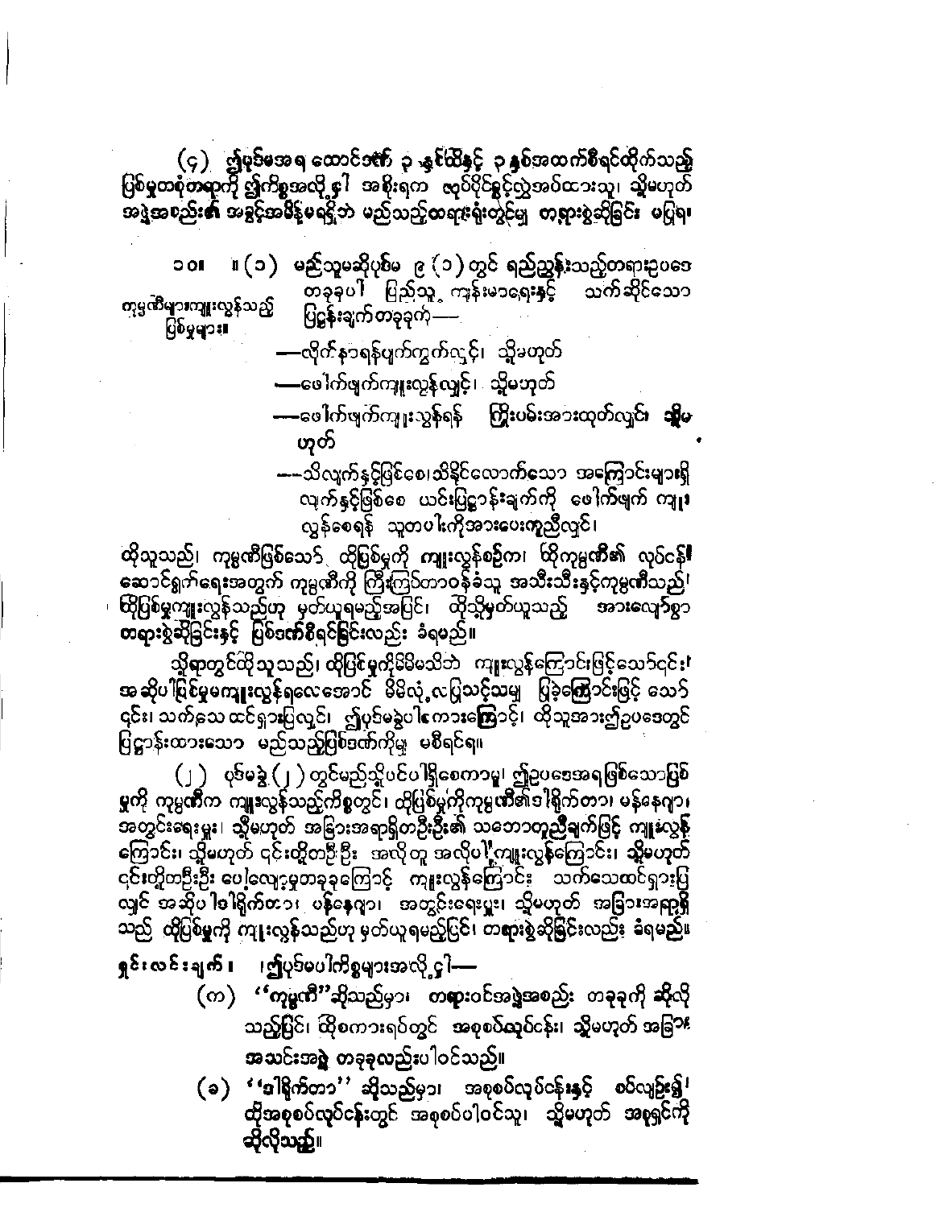(၄) ဤပုဒ်မအရ ထောင်ဒဏ် ၃ နှစ်ထိနှင့် ၃ နှစ်အထက်စီရင်ထိုက်သည့် ပြစ်မှုတစ်ရပ်ရပ်ကို ဤကိစ္စအလို့ငှါ အစိုးရက ဖုဝ်ပိုင်ခွင့်လွှဲအပ်ထားသူ၊ သို့မဟုတ် အဖွဲ့အစည်း၏ အခွင့်အမိန့်မရှိဘဲ မည်သည့်တရားရုံးတွင်မျှ တရားစွဲဆိုခြင်း မပြုရ။

၁၀။ ။(၁) မည်သူမဆိုပုဒ်မ ၉ (၁) တွင် ရည်ညွှန်းသည့်တရားဥပဒေ တခုခုပါ ပြည်သူ့ ကျန်းမာရေးနှင့် သက်ဆိုင်သော ပြဋ္ဌာန်းချက်တခုခုကို—

ကုမ္ပဏီများကျူးလွန်သည့် ပြစ်မှုများ။

—လိုက်နာရန်ပျက်ကွက်လျှင်၊ သို့မဟုတ်

—ဖေါက်ဖျက်ကျူးလွန်လျှင်၊ သို့မဟုတ်

—ဖေါက်ဖျက်ကျူးလွန်ရန် ကြိုးပမ်းအားထုတ်လျှင်၊ သို့မဟုတ်

—သိလျက်နှင့်ဖြစ်စေ၊ သိနိုင်လောက်သော အကြောင်းများရှိလျက်နှင့်ဖြစ်စေ ယင်းပြဋ္ဌာန်းချက်ကို ဖေါက်ဖျက် ကျူးလွန်စေရန် သူတပါးကိုအားပေးကူညီလျှင်၊

ထိုသူသည်၊ ကုမ္ပဏီဖြစ်သော် ထိုပြစ်မှုကို ကျူးလွန်စဉ်က၊ ထိုကုမ္ပဏီ၏ လုပ်ငန်းဆောင်ရွက်ရေးအတွက် ကုမ္ပဏီကို ကြီးကြပ်တာဝန်ခံသူ အသီးသီးနှင့်ကုမ္ပဏီသည် ထိုပြစ်မှုကျူးလွန်သည်ဟု မှတ်ယူရမည့်အပြင်၊ ထိုသို့မှတ်ယူသည့် အားလျော်စွာ တရားစွဲဆိုခြင်းနှင့် ပြစ်ဒဏ်စီရင်ခြင်းလည်း ခံရမည်။

သို့ရာတွင်ထိုသူသည်၊ ထိုပြစ်မှုကိုမိမိမသိဘဲ ကျူးလွန်ကြောင်းဖြစ်သော်၎င်း၊ အဆိုပါပြစ်မှုမကျူးလွန်ရလေအောင် မိမိလုံ့လပြုသင့်သမျှ ပြုခဲ့ကြောင်းဖြစ်သော်၎င်း၊ သက်သေထင်ရှားပြလျှင်၊ ဤပုဒ်မခွဲပါကြောင့်၊ ထိုသူအားဤဥပဒေတွင် ပြဋ္ဌာန်းထားသော မည်သည့်ပြစ်ဒဏ်ကိုမျှ မစီရင်ရ။

(၂) ပုဒ်မခွဲ (၂) တွင်မည်သို့ပင်ပါရှိစေကာမူ၊ ဤဥပဒေအရဖြစ်သောပြစ်မှုကို ကုမ္ပဏီက ကျူးလွန်သည့်ကိစ္စတွင်၊ ထိုပြစ်မှုကိုကုမ္ပဏီ၏ဒါရိုက်တာ၊ မန်နေဂျာ၊ အတွင်းရေးမှူး၊ သို့မဟုတ် အခြားအရာရှိတဦးဦး၏ သဘောတူညီချက်ဖြင့် ကျူးလွန်ကြောင်း၊ သို့မဟုတ် ၎င်းတို့တဦးဦး အလိုတူ အလိုပါ ကျူးလွန်ကြောင်း၊ သို့မဟုတ် ၎င်းတို့တဦးဦး ပေါ့လျော့မှုတခုခုကြောင့် ကျူးလွန်ကြောင်း သက်သေထင်ရှားပြလျှင် အဆိုပါဒါရိုက်တာ၊ မန်နေဂျာ၊ အတွင်းရေးမှူး၊ သို့မဟုတ် အခြားအရာရှိသည် ထိုပြစ်မှုကို ကျူးလွန်သည်ဟု မှတ်ယူရမည့်ပြင်၊ တရားစွဲဆိုခြင်းလည်း ခံရမည်။

ရှင်းလင်းချက်။ ။ဤပုဒ်မပါကိစ္စများအလို့ငှါ—

(က) ''ကုမ္ပဏီ''ဆိုသည်မှာ၊ တရားဝင်အဖွဲ့အစည်း တခုခုကို ဆိုလိုသည့်ပြင်၊ ထိုစကားရပ်တွင် အစုစပ်လုပ်ငန်း၊ သို့မဟုတ် အခြားအသင်းအဖွဲ့ တခုခုလည်းပါဝင်သည်။

(ခ) ''ဒါရိုက်တာ'' ဆိုသည်မှာ၊ အစုစပ်လုပ်ငန်းနှင့် စပ်လျဉ်း၍၊ ထိုအစုစပ်လုပ်ငန်းတွင် အစုစပ်ပါဝင်သူ၊ သို့မဟုတ် အစုရှင်ကို ဆိုလိုသည်။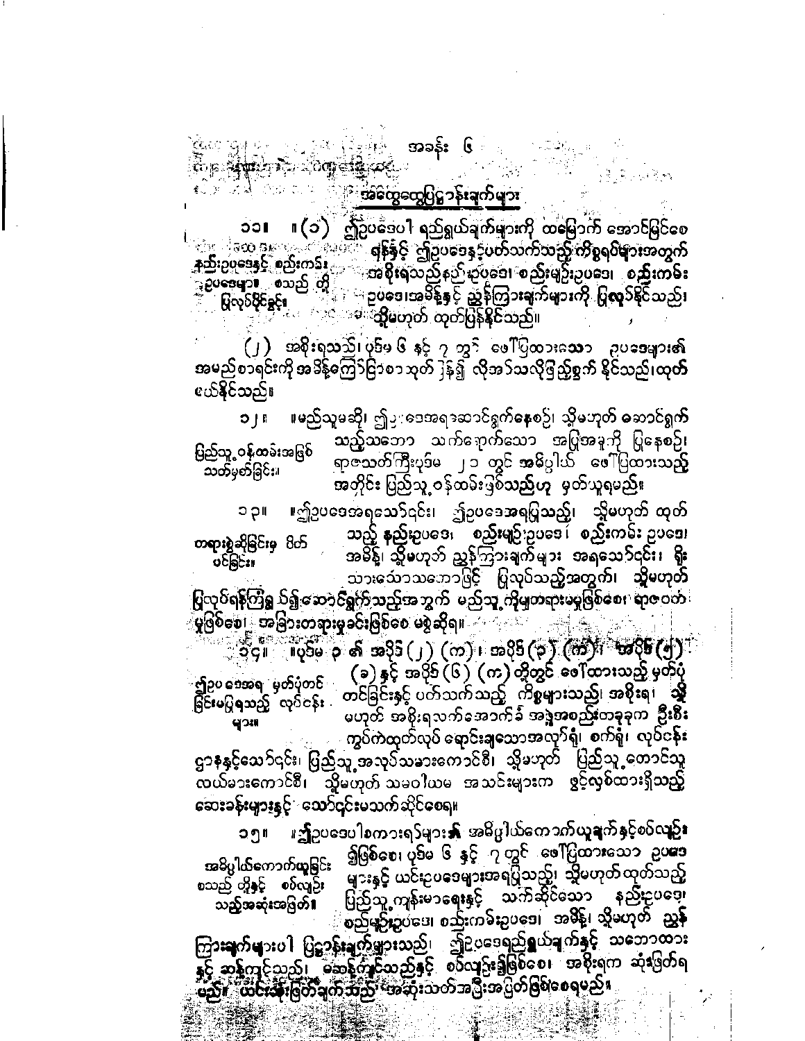# အခန်း ၆

## အထွေထွေပြဋ္ဌာန်းချက်များ

၁၁။ (၁) ဤဥပဒေပါ ရည်ရွယ်ချက်များကို ထမြောက် အောင်မြင်စေရန်နှင့် ဤဥပဒေနှင့်ပတ်သက်သည့် ကိစ္စရပ်များအတွက် အစိုးရသည် နည်းဥပဒေ၊ စည်းမျဉ်းဥပဒေ၊ စည်းကမ်းဥပဒေ၊ အမိန့်နှင့် ညွှန်ကြားချက်များကို ပြုလုပ်နိုင်သည်၊ သို့မဟုတ် ထုတ်ပြန်နိုင်သည်။

*နည်းဥပဒေနှင့် စည်းကမ်းဥပဒေများ စသည် တို့ ပြုလုပ်ပိုင်ခွင့်။*

(၂) အစိုးရသည် ပုဒ်မ ၆ နှင့် ၇ တွင် ဖော်ပြထားသော ဥပဒေများ၏ အမည်စာရင်းကို အမိန့်ကြော်ငြာစာ ထုတ်ပြန်၍ လိုအပ်သလိုဖြည့်စွက် နိုင်သည်၊ ထုတ်ပယ်နိုင်သည်။

၁၂။ မည်သူမဆို၊ ဤဥပဒေအရ ဆောင်ရွက်နေစဉ်၊ သို့မဟုတ် ဆောင်ရွက်သည့်သဘော သက်ရောက်သော အပြုအမူကို ပြုနေစဉ်၊ ရာဇသတ်ကြီးပုဒ်မ ၂၁ တွင် အဓိပ္ပါယ် ဖော်ပြထားသည့်အတိုင်း ပြည်သူ့ဝန်ထမ်းဖြစ်သည်ဟု မှတ်ယူရမည်။

*ပြည်သူ့ဝန်ထမ်းအဖြစ် သတ်မှတ်ခြင်း။*

၁၃။ ဤဥပဒေအရသော်၎င်း၊ ဤဥပဒေအရပြုသည့်၊ သို့မဟုတ် ထုတ်သည့် နည်းဥပဒေ၊ စည်းမျဉ်းဥပဒေ၊ စည်းကမ်း ဥပဒေ၊ အမိန့်၊ သို့မဟုတ် ညွှန်ကြားချက်များ အရသော်၎င်း၊ ရိုးသားသောသဘောဖြင့် ပြုလုပ်သည့်အတွက်၊ သို့မဟုတ် ပြုလုပ်ရန်ကြံရွယ်၍ဆောင်ရွက်သည့်အတွက် မည်သူ့ကိုမျှတရားမမှုဖြစ်စေ၊ ရာဇဝတ်မှုဖြစ်စေ၊ အခြားတရားမှုခင်းဖြစ်စေ မစွဲဆိုရ။

*တရားစွဲဆိုခြင်းမှ ဖိတ်ပင်ခြင်း။*

၁၄။ ပုဒ်မ ၃ ၏ အပိုဒ် (၂) (က)၊ အပိုဒ် (၃) (က)၊ အပိုဒ် (၅) (ခ) နှင့် အပိုဒ် (၆) (က) တို့တွင် ဖော်ထားသည့် မှတ်ပုံတင်ခြင်းနှင့် ပတ်သက်သည့် ကိစ္စများသည် အစိုးရ၊ သို့မဟုတ် အစိုးရလက်အောက်ခံ အဖွဲ့အစည်းတခုခုက ဦးစီးကွပ်ကဲထုတ်လုပ် ရောင်းချသောအလုပ်ရုံ၊ စက်ရုံ၊ လုပ်ငန်းဌာနနှင့်သော်၎င်း၊ ပြည်သူ့အလုပ်သမားကောင်စီ၊ သို့မဟုတ် ပြည်သူ့တောင်သူလယ်သမားကောင်စီ၊ သို့မဟုတ် သမဝါယမ အသင်းများက ဖွင့်လှစ်ထားရှိသည့် ဆေးခန်းများနှင့် သော်၎င်းမသက်ဆိုင်စေရ။

*ဤဥပဒေအရ မှတ်ပုံတင်ခြင်းမပြုရသည့် လုပ်ငန်းများ။*

၁၅။ ဤဥပဒေပါစကားရပ်များ၏ အဓိပ္ပါယ်ကောက်ယူချက်နှင့်စပ်လျဉ်း၍ဖြစ်စေ၊ ပုဒ်မ ၆ နှင့် ၇ တွင် ဖော်ပြထားသော ဥပဒေများနှင့် ယင်းဥပဒေများအရပြုသည့်၊ သို့မဟုတ်ထုတ်သည့် ပြည်သူ့ကျန်းမာရေးနှင့် သက်ဆိုင်သော နည်းဥပဒေ၊ စည်းမျဉ်းဥပဒေ၊ စည်းကမ်းဥပဒေ၊ အမိန့်၊ သို့မဟုတ် ညွှန်ကြားချက်များပါ ပြဋ္ဌာန်းချက်များသည်၊ ဤဥပဒေရည်ရွယ်ချက်နှင့် သဘောထားနှင့် ဆန့်ကျင်သည်၊ မဆန့်ကျင်သည်နှင့် စပ်လျဉ်း၍ဖြစ်စေ၊ အစိုးရက ဆုံးဖြတ်ရမည်။ ယင်းဆုံးဖြတ်ချက်သည် အဆုံးသတ်အပြီးအပြတ်ဖြစ်စေရမည်။

*အဓိပ္ပါယ်ကောက်ယူခြင်း စသည် တို့နှင့် စပ်လျဉ်းသည့်အဆုံးအဖြတ်။*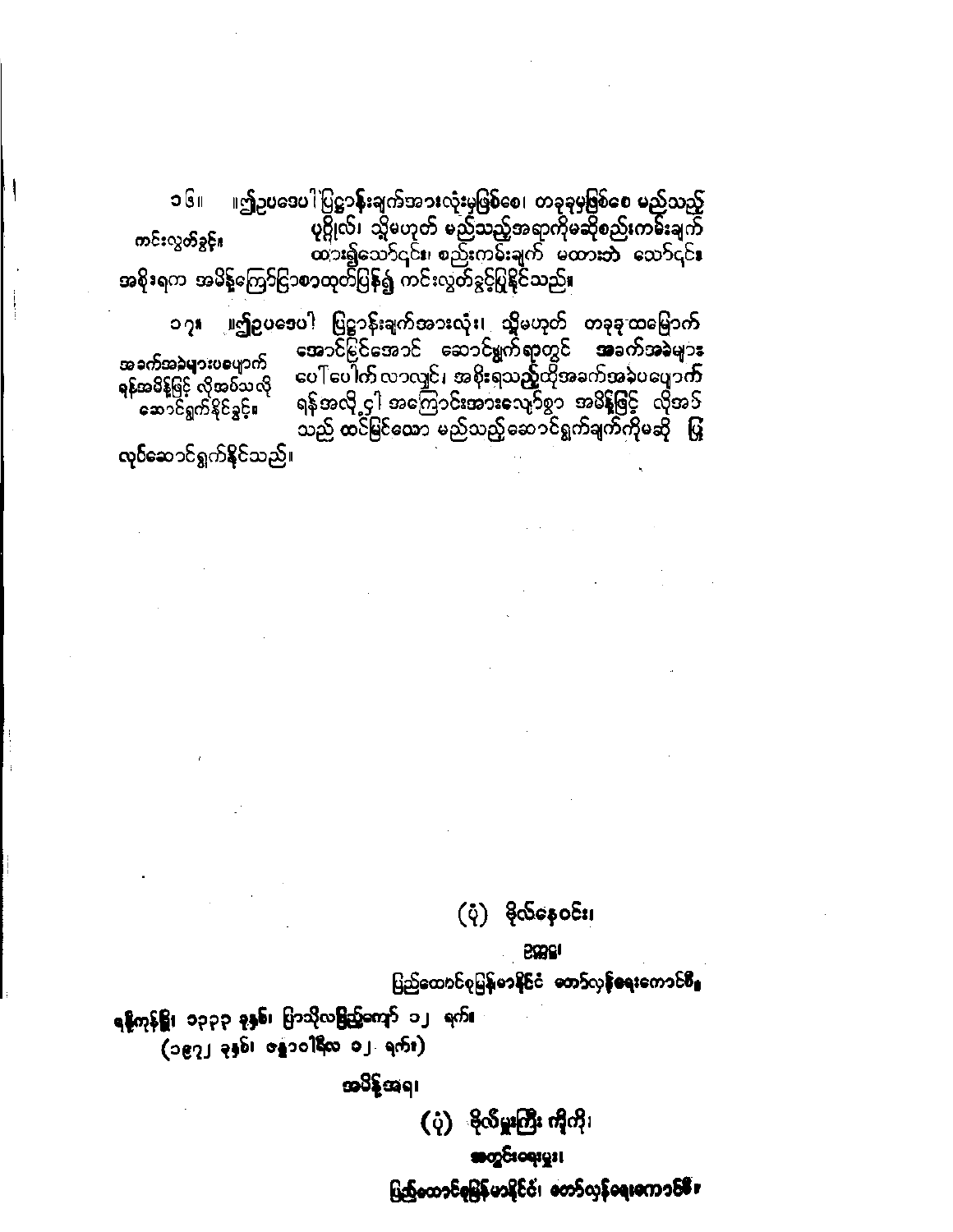၁၆။ ။ဤဥပဒေပါ ပြဋ္ဌာန်းချက်အားလုံးမှဖြစ်စေ၊ တခုခုမှဖြစ်စေ မည်သည့်ပုဂ္ဂိုလ်၊ သို့မဟုတ် မည်သည့်အရာကိုမဆိုစည်းကမ်းချက်ထား၍သော်၎င်း၊ စည်းကမ်းချက် မထားဘဲ သော်၎င်း၊ အစိုးရက အမိန့်ကြော်ငြာစာထုတ်ပြန်၍ ကင်းလွတ်ခွင့်ပြုနိုင်သည်။

ကင်းလွတ်ခွင့်။

၁၇။ ။ဤဥပဒေပါ ပြဋ္ဌာန်းချက်အားလုံး၊ သို့မဟုတ် တခုခု ထမြောက်အောင်မြင်အောင် ဆောင်ရွက်ရာတွင် အခက်အခဲများပေါ်ပေါက်လာလျှင်၊ အစိုးရသည် ထိုအခက်အခဲပပျောက်ရန်အလို့ငှါ အကြောင်းအားလျော်စွာ အမိန့်ဖြင့် လိုအပ်သည် ထင်မြင်သော မည်သည့်ဆောင်ရွက်ချက်ကိုမဆို ပြုလုပ်ဆောင်ရွက်နိုင်သည်။

အခက်အခဲများပပျောက်ရန်အမိန့်ဖြင့် လိုအပ်သလို ဆောင်ရွက်နိုင်ခွင့်။

(ပုံ) ဗိုလ်နေဝင်း၊

ဥက္ကဋ္ဌ၊

ပြည်ထောင်စုမြန်မာနိုင်ငံ တော်လှန်ရေးကောင်စီ။

ရန်ကုန်မြို့၊ ၁၃၃၃ ခုနှစ်၊ ပြာသိုလပြည့်ကျော် ၁၂ ရက်။
(၁၉၇၂ ခုနှစ်၊ ဇန္နဝါရီလ ၁၂ ရက်။)

အမိန့်အရ၊

(ပုံ) ဗိုလ်မှူးကြီး ကိုကို၊

အတွင်းရေးမှူး၊

ပြည်ထောင်စုမြန်မာနိုင်ငံ၊ တော်လှန်ရေးကောင်စီ။